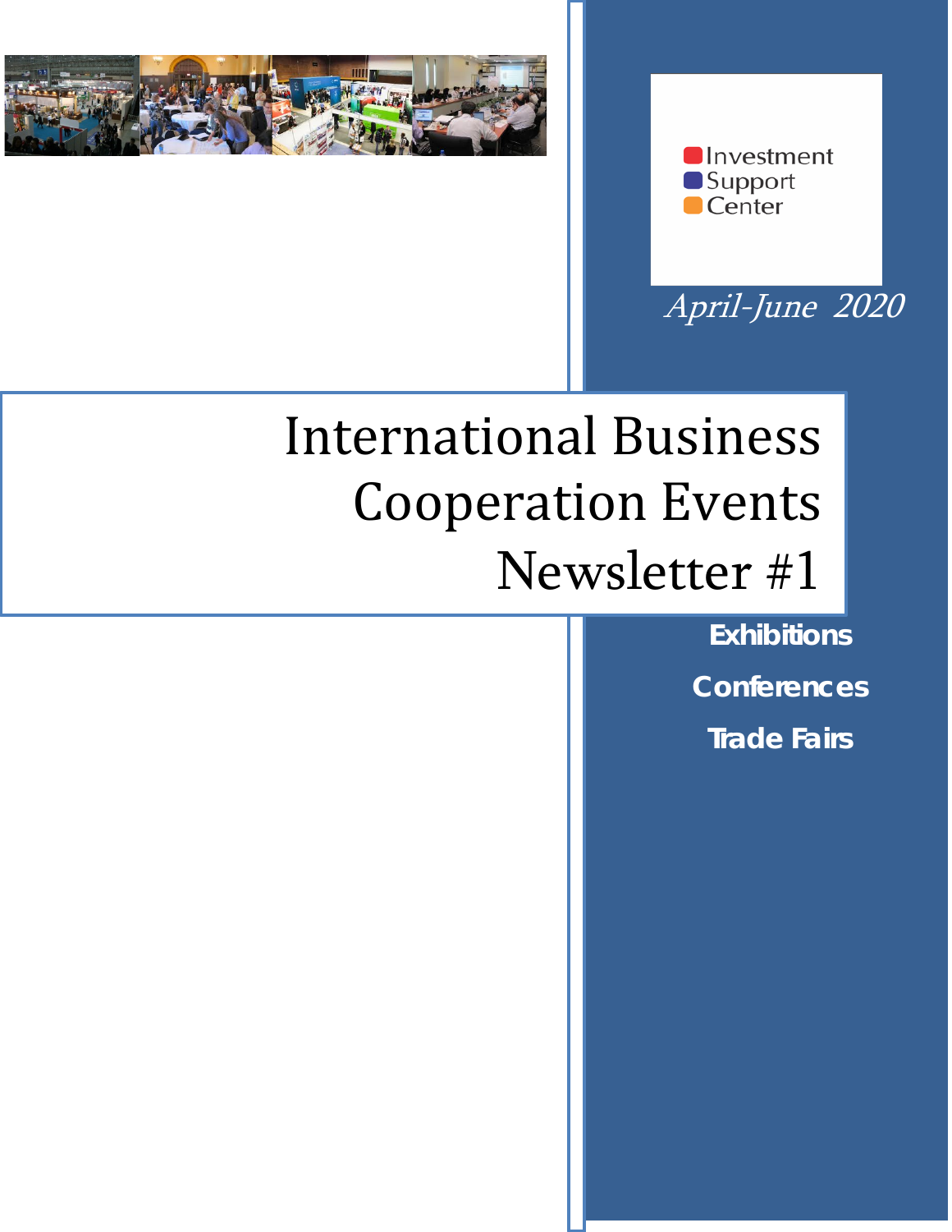Investment
Support
Center

*April-June 2020*

# International Business Cooperation Events Newsletter #1

**Exhibitions**

**Conferences**

**Trade Fairs**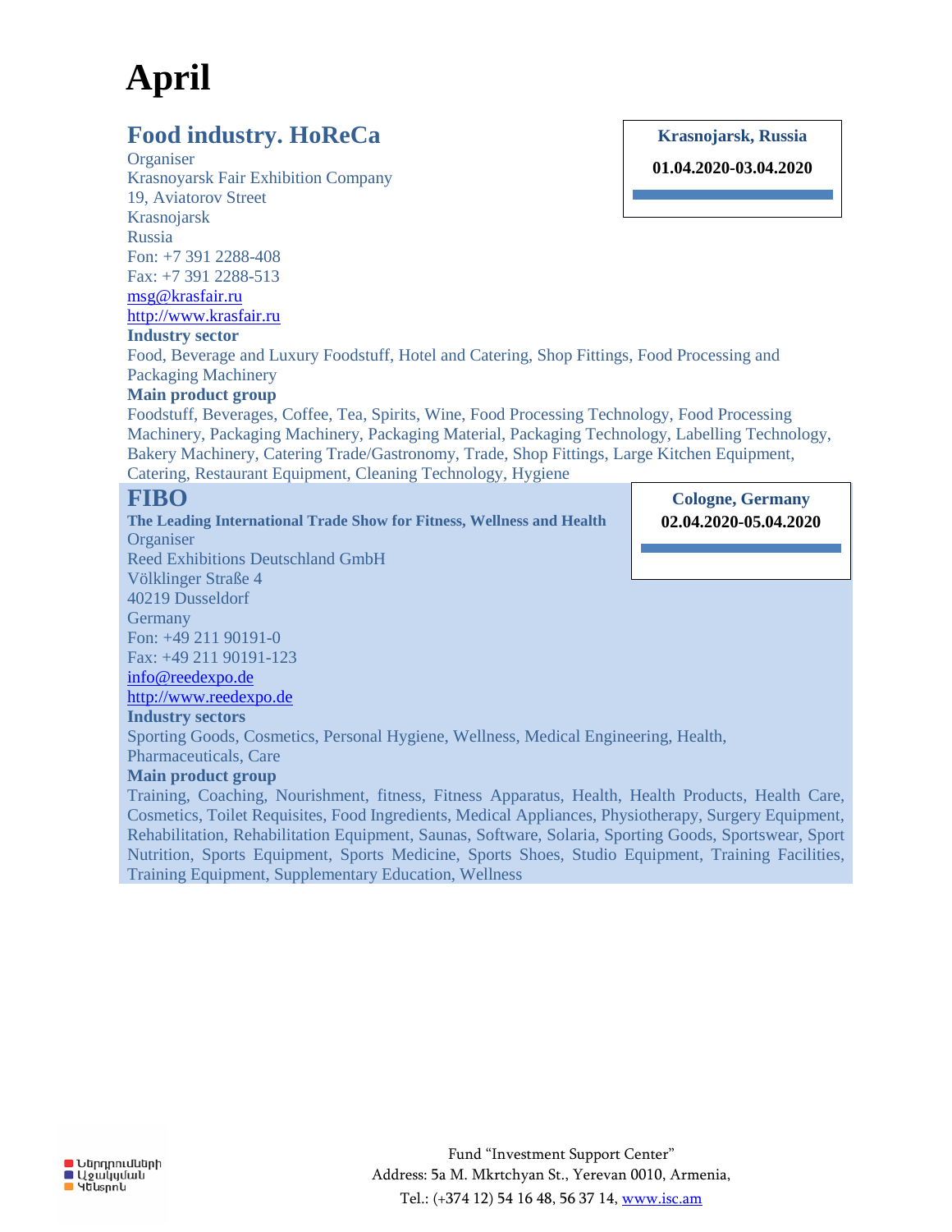# April

## Food industry. HoReCa

**Krasnojarsk, Russia**

**01.04.2020-03.04.2020**

Organiser
Krasnoyarsk Fair Exhibition Company
19, Aviatorov Street
Krasnojarsk
Russia
Fon: +7 391 2288-408
Fax: +7 391 2288-513
msg@krasfair.ru
http://www.krasfair.ru

**Industry sector**

Food, Beverage and Luxury Foodstuff, Hotel and Catering, Shop Fittings, Food Processing and Packaging Machinery

**Main product group**

Foodstuff, Beverages, Coffee, Tea, Spirits, Wine, Food Processing Technology, Food Processing Machinery, Packaging Machinery, Packaging Material, Packaging Technology, Labelling Technology, Bakery Machinery, Catering Trade/Gastronomy, Trade, Shop Fittings, Large Kitchen Equipment, Catering, Restaurant Equipment, Cleaning Technology, Hygiene

## FIBO

**Cologne, Germany**

**02.04.2020-05.04.2020**

**The Leading International Trade Show for Fitness, Wellness and Health**

Organiser
Reed Exhibitions Deutschland GmbH
Völklinger Straße 4
40219 Dusseldorf
Germany
Fon: +49 211 90191-0
Fax: +49 211 90191-123
info@reedexpo.de
http://www.reedexpo.de

**Industry sectors**

Sporting Goods, Cosmetics, Personal Hygiene, Wellness, Medical Engineering, Health, Pharmaceuticals, Care

**Main product group**

Training, Coaching, Nourishment, fitness, Fitness Apparatus, Health, Health Products, Health Care, Cosmetics, Toilet Requisites, Food Ingredients, Medical Appliances, Physiotherapy, Surgery Equipment, Rehabilitation, Rehabilitation Equipment, Saunas, Software, Solaria, Sporting Goods, Sportswear, Sport Nutrition, Sports Equipment, Sports Medicine, Sports Shoes, Studio Equipment, Training Facilities, Training Equipment, Supplementary Education, Wellness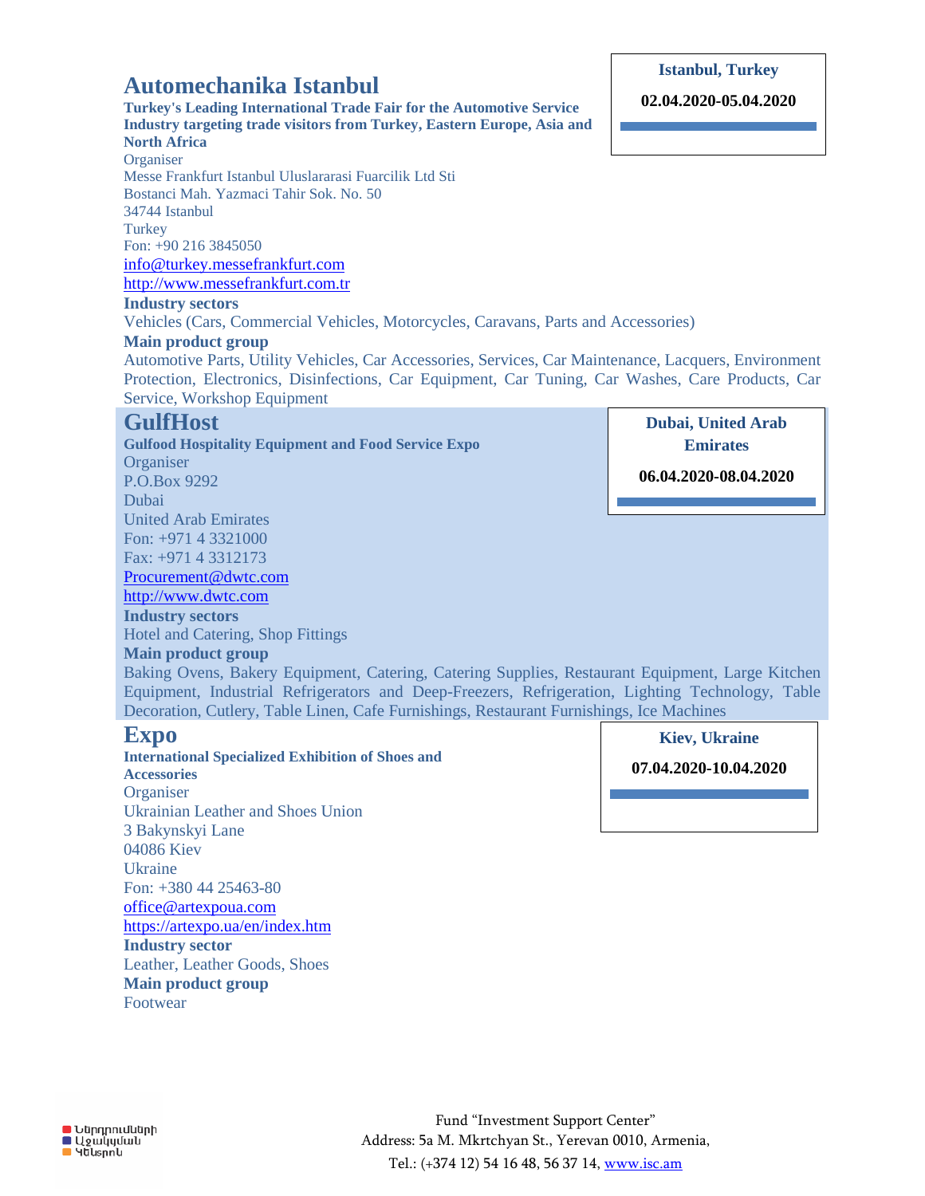## Automechanika Istanbul

**Istanbul, Turkey**

**02.04.2020-05.04.2020**

**Turkey's Leading International Trade Fair for the Automotive Service Industry targeting trade visitors from Turkey, Eastern Europe, Asia and North Africa**

Organiser
Messe Frankfurt Istanbul Uluslararasi Fuarcilik Ltd Sti
Bostanci Mah. Yazmaci Tahir Sok. No. 50
34744 Istanbul
Turkey
Fon: +90 216 3845050
info@turkey.messefrankfurt.com
http://www.messefrankfurt.com.tr

**Industry sectors**

Vehicles (Cars, Commercial Vehicles, Motorcycles, Caravans, Parts and Accessories)

**Main product group**

Automotive Parts, Utility Vehicles, Car Accessories, Services, Car Maintenance, Lacquers, Environment Protection, Electronics, Disinfections, Car Equipment, Car Tuning, Car Washes, Care Products, Car Service, Workshop Equipment

## GulfHost

**Dubai, United Arab Emirates**

**06.04.2020-08.04.2020**

**Gulfood Hospitality Equipment and Food Service Expo**

Organiser
P.O.Box 9292
Dubai
United Arab Emirates
Fon: +971 4 3321000
Fax: +971 4 3312173
Procurement@dwtc.com
http://www.dwtc.com

**Industry sectors**

Hotel and Catering, Shop Fittings

**Main product group**

Baking Ovens, Bakery Equipment, Catering, Catering Supplies, Restaurant Equipment, Large Kitchen Equipment, Industrial Refrigerators and Deep-Freezers, Refrigeration, Lighting Technology, Table Decoration, Cutlery, Table Linen, Cafe Furnishings, Restaurant Furnishings, Ice Machines

## Expo

**Kiev, Ukraine**

**07.04.2020-10.04.2020**

**International Specialized Exhibition of Shoes and Accessories**

Organiser
Ukrainian Leather and Shoes Union
3 Bakynskyi Lane
04086 Kiev
Ukraine
Fon: +380 44 25463-80
office@artexpoua.com
https://artexpo.ua/en/index.htm

**Industry sector**

Leather, Leather Goods, Shoes

**Main product group**

Footwear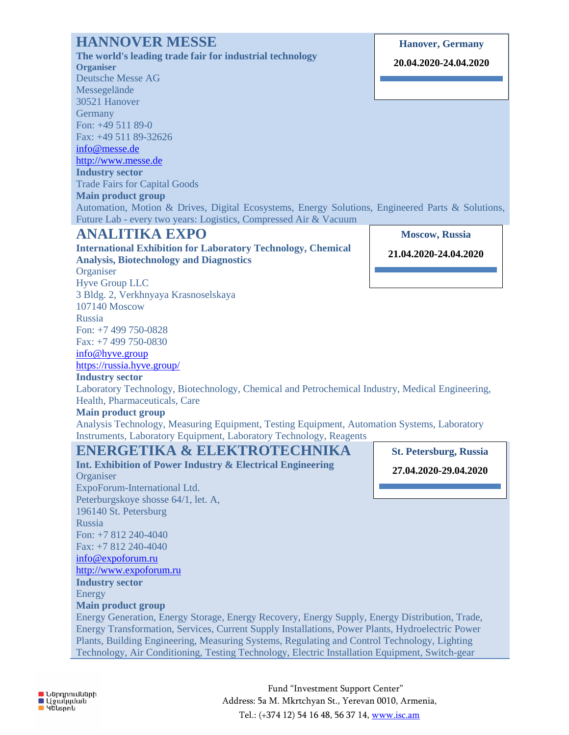## HANNOVER MESSE

**Hanover, Germany**

**20.04.2020-24.04.2020**

**The world's leading trade fair for industrial technology**

**Organiser**

Deutsche Messe AG
Messegelände
30521 Hanover
Germany
Fon: +49 511 89-0
Fax: +49 511 89-32626
info@messe.de
http://www.messe.de

**Industry sector**

Trade Fairs for Capital Goods

**Main product group**

Automation, Motion & Drives, Digital Ecosystems, Energy Solutions, Engineered Parts & Solutions, Future Lab - every two years: Logistics, Compressed Air & Vacuum

## ANALITIKA EXPO

**Moscow, Russia**

**21.04.2020-24.04.2020**

**International Exhibition for Laboratory Technology, Chemical Analysis, Biotechnology and Diagnostics**

Organiser
Hyve Group LLC
3 Bldg. 2, Verkhnyaya Krasnoselskaya
107140 Moscow
Russia
Fon: +7 499 750-0828
Fax: +7 499 750-0830
info@hyve.group
https://russia.hyve.group/

**Industry sector**

Laboratory Technology, Biotechnology, Chemical and Petrochemical Industry, Medical Engineering, Health, Pharmaceuticals, Care

**Main product group**

Analysis Technology, Measuring Equipment, Testing Equipment, Automation Systems, Laboratory Instruments, Laboratory Equipment, Laboratory Technology, Reagents

## ENERGETIKA & ELEKTROTECHNIKA

**St. Petersburg, Russia**

**27.04.2020-29.04.2020**

**Int. Exhibition of Power Industry & Electrical Engineering**

Organiser
ExpoForum-International Ltd.
Peterburgskoye shosse 64/1, let. A,
196140 St. Petersburg
Russia
Fon: +7 812 240-4040
Fax: +7 812 240-4040
info@expoforum.ru
http://www.expoforum.ru

**Industry sector**

Energy

**Main product group**

Energy Generation, Energy Storage, Energy Recovery, Energy Supply, Energy Distribution, Trade, Energy Transformation, Services, Current Supply Installations, Power Plants, Hydroelectric Power Plants, Building Engineering, Measuring Systems, Regulating and Control Technology, Lighting Technology, Air Conditioning, Testing Technology, Electric Installation Equipment, Switch-gear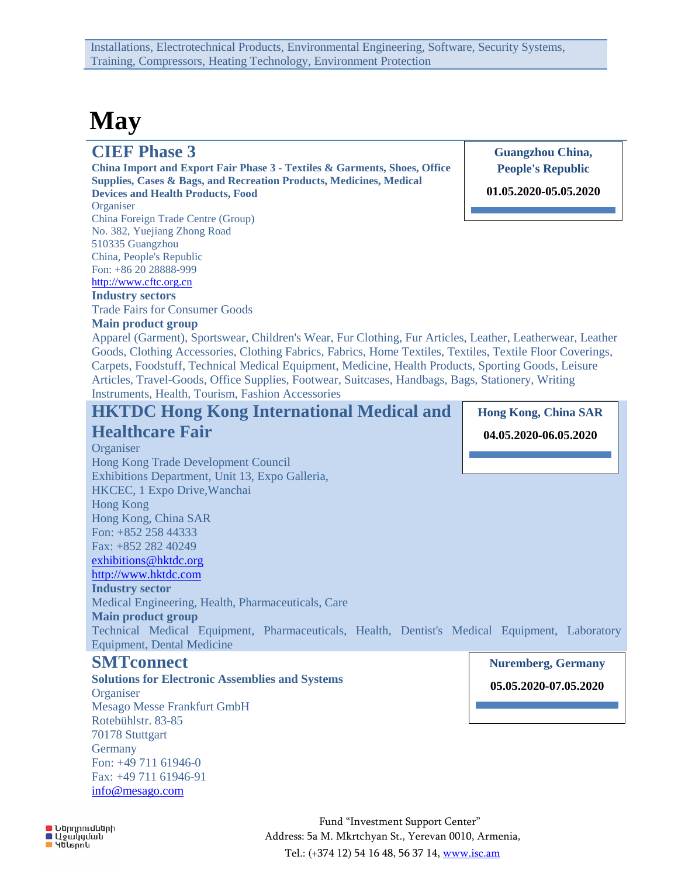Installations, Electrotechnical Products, Environmental Engineering, Software, Security Systems, Training, Compressors, Heating Technology, Environment Protection

# May

## CIEF Phase 3

**Guangzhou China, People's Republic**

**01.05.2020-05.05.2020**

**China Import and Export Fair Phase 3 - Textiles & Garments, Shoes, Office Supplies, Cases & Bags, and Recreation Products, Medicines, Medical Devices and Health Products, Food**

Organiser
China Foreign Trade Centre (Group)
No. 382, Yuejiang Zhong Road
510335 Guangzhou
China, People's Republic
Fon: +86 20 28888-999
http://www.cftc.org.cn

**Industry sectors**

Trade Fairs for Consumer Goods

**Main product group**

Apparel (Garment), Sportswear, Children's Wear, Fur Clothing, Fur Articles, Leather, Leatherwear, Leather Goods, Clothing Accessories, Clothing Fabrics, Fabrics, Home Textiles, Textiles, Textile Floor Coverings, Carpets, Foodstuff, Technical Medical Equipment, Medicine, Health Products, Sporting Goods, Leisure Articles, Travel-Goods, Office Supplies, Footwear, Suitcases, Handbags, Bags, Stationery, Writing Instruments, Health, Tourism, Fashion Accessories

## HKTDC Hong Kong International Medical and Healthcare Fair

**Hong Kong, China SAR**

**04.05.2020-06.05.2020**

Organiser
Hong Kong Trade Development Council
Exhibitions Department, Unit 13, Expo Galleria,
HKCEC, 1 Expo Drive,Wanchai
Hong Kong
Hong Kong, China SAR
Fon: +852 258 44333
Fax: +852 282 40249
exhibitions@hktdc.org
http://www.hktdc.com

**Industry sector**

Medical Engineering, Health, Pharmaceuticals, Care

**Main product group**

Technical Medical Equipment, Pharmaceuticals, Health, Dentist's Medical Equipment, Laboratory Equipment, Dental Medicine

## SMTconnect

**Nuremberg, Germany**

**05.05.2020-07.05.2020**

**Solutions for Electronic Assemblies and Systems**

Organiser
Mesago Messe Frankfurt GmbH
Rotebühlstr. 83-85
70178 Stuttgart
Germany
Fon: +49 711 61946-0
Fax: +49 711 61946-91
info@mesago.com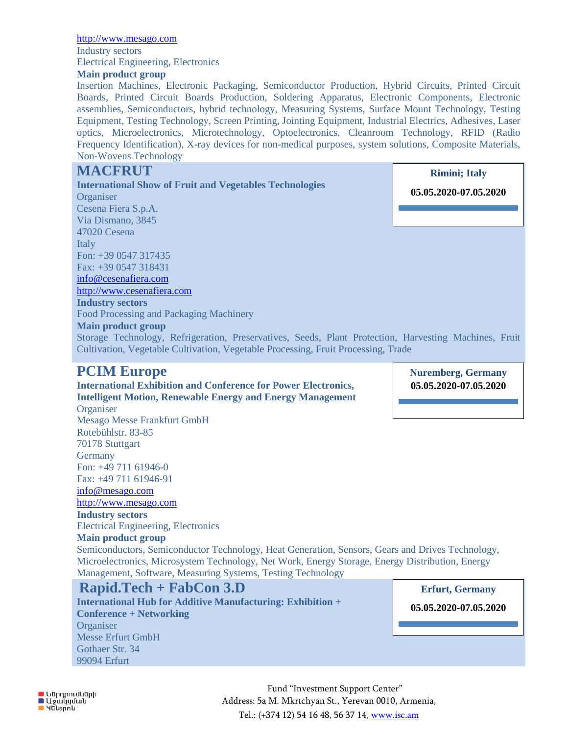http://www.mesago.com

Industry sectors

Electrical Engineering, Electronics

**Main product group**

Insertion Machines, Electronic Packaging, Semiconductor Production, Hybrid Circuits, Printed Circuit Boards, Printed Circuit Boards Production, Soldering Apparatus, Electronic Components, Electronic assemblies, Semiconductors, hybrid technology, Measuring Systems, Surface Mount Technology, Testing Equipment, Testing Technology, Screen Printing, Jointing Equipment, Industrial Electrics, Adhesives, Laser optics, Microelectronics, Microtechnology, Optoelectronics, Cleanroom Technology, RFID (Radio Frequency Identification), X-ray devices for non-medical purposes, system solutions, Composite Materials, Non-Wovens Technology

## MACFRUT

**Rimini; Italy**

**05.05.2020-07.05.2020**

**International Show of Fruit and Vegetables Technologies**

Organiser

Cesena Fiera S.p.A.
Via Dismano, 3845
47020 Cesena
Italy
Fon: +39 0547 317435
Fax: +39 0547 318431
info@cesenafiera.com
http://www.cesenafiera.com

**Industry sectors**

Food Processing and Packaging Machinery

**Main product group**

Storage Technology, Refrigeration, Preservatives, Seeds, Plant Protection, Harvesting Machines, Fruit Cultivation, Vegetable Cultivation, Vegetable Processing, Fruit Processing, Trade

## PCIM Europe

**Nuremberg, Germany**

**05.05.2020-07.05.2020**

**International Exhibition and Conference for Power Electronics, Intelligent Motion, Renewable Energy and Energy Management**

Organiser

Mesago Messe Frankfurt GmbH
Rotebühlstr. 83-85
70178 Stuttgart
Germany
Fon: +49 711 61946-0
Fax: +49 711 61946-91
info@mesago.com
http://www.mesago.com

**Industry sectors**

Electrical Engineering, Electronics

**Main product group**

Semiconductors, Semiconductor Technology, Heat Generation, Sensors, Gears and Drives Technology, Microelectronics, Microsystem Technology, Net Work, Energy Storage, Energy Distribution, Energy Management, Software, Measuring Systems, Testing Technology

## Rapid.Tech + FabCon 3.D

**Erfurt, Germany**

**05.05.2020-07.05.2020**

**International Hub for Additive Manufacturing: Exhibition + Conference + Networking**

Organiser

Messe Erfurt GmbH
Gothaer Str. 34
99094 Erfurt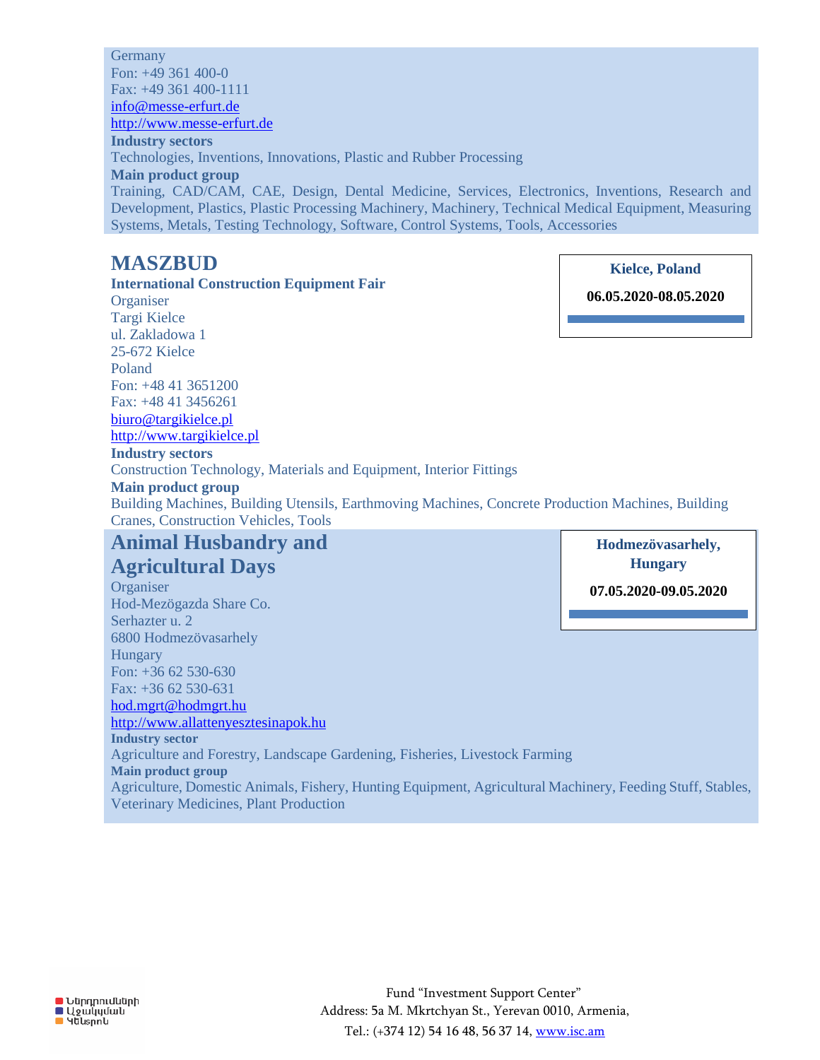Germany
Fon: +49 361 400-0
Fax: +49 361 400-1111
info@messe-erfurt.de
http://www.messe-erfurt.de

**Industry sectors**

Technologies, Inventions, Innovations, Plastic and Rubber Processing

**Main product group**

Training, CAD/CAM, CAE, Design, Dental Medicine, Services, Electronics, Inventions, Research and Development, Plastics, Plastic Processing Machinery, Machinery, Technical Medical Equipment, Measuring Systems, Metals, Testing Technology, Software, Control Systems, Tools, Accessories

## MASZBUD

**Kielce, Poland**

**06.05.2020-08.05.2020**

**International Construction Equipment Fair**

Organiser
Targi Kielce
ul. Zakladowa 1
25-672 Kielce
Poland
Fon: +48 41 3651200
Fax: +48 41 3456261
biuro@targikielce.pl
http://www.targikielce.pl

**Industry sectors**

Construction Technology, Materials and Equipment, Interior Fittings

**Main product group**

Building Machines, Building Utensils, Earthmoving Machines, Concrete Production Machines, Building Cranes, Construction Vehicles, Tools

## Animal Husbandry and Agricultural Days

**Hodmezövasarhely, Hungary**

**07.05.2020-09.05.2020**

Organiser
Hod-Mezögazda Share Co.
Serhazter u. 2
6800 Hodmezövasarhely
Hungary
Fon: +36 62 530-630
Fax: +36 62 530-631
hod.mgrt@hodmgrt.hu
http://www.allattenyesztesinapok.hu

**Industry sector**

Agriculture and Forestry, Landscape Gardening, Fisheries, Livestock Farming

**Main product group**

Agriculture, Domestic Animals, Fishery, Hunting Equipment, Agricultural Machinery, Feeding Stuff, Stables, Veterinary Medicines, Plant Production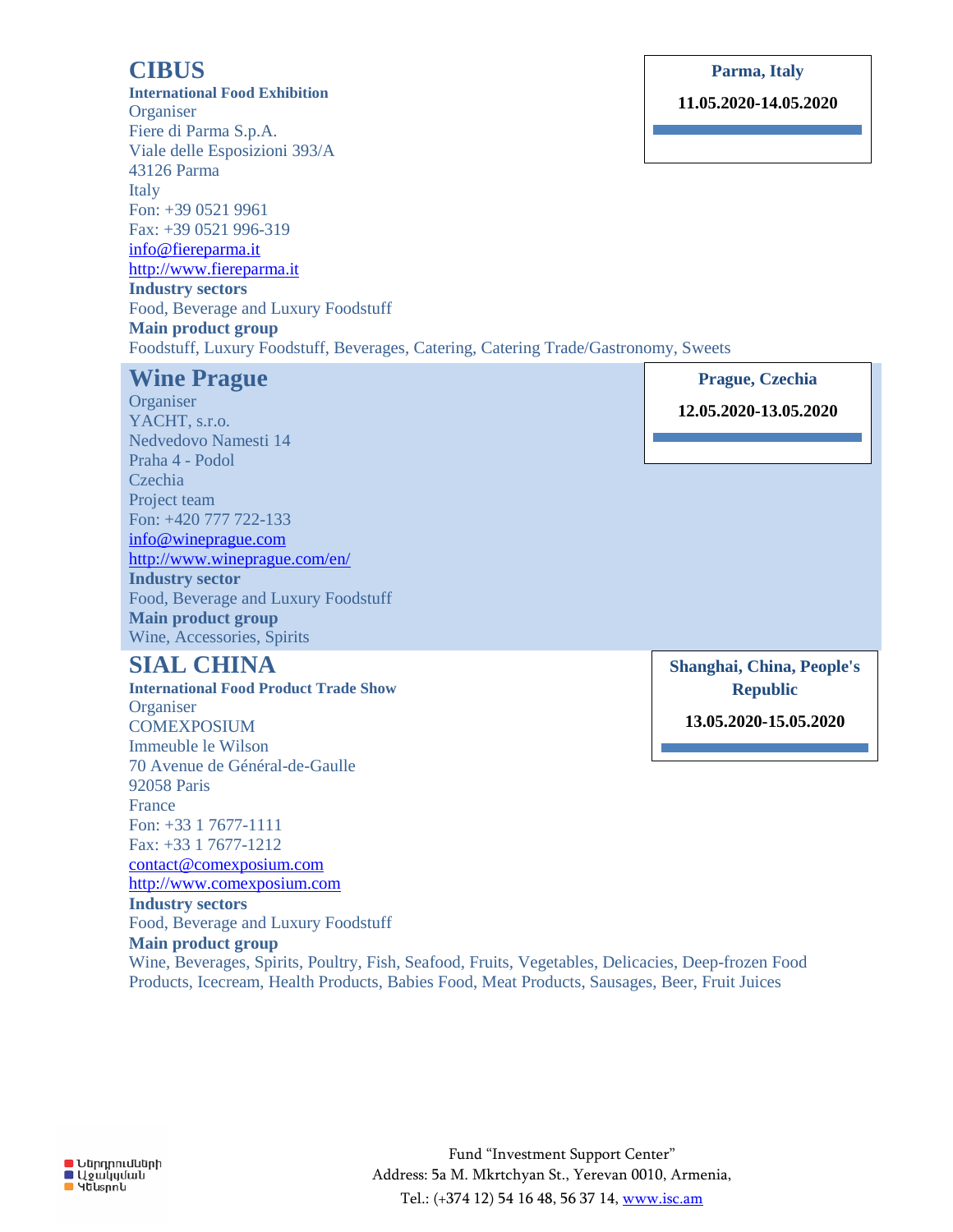## CIBUS

**International Food Exhibition**

**Parma, Italy**

**11.05.2020-14.05.2020**

Organiser
Fiere di Parma S.p.A.
Viale delle Esposizioni 393/A
43126 Parma
Italy
Fon: +39 0521 9961
Fax: +39 0521 996-319
info@fiereparma.it
http://www.fiereparma.it

**Industry sectors**
Food, Beverage and Luxury Foodstuff

**Main product group**
Foodstuff, Luxury Foodstuff, Beverages, Catering, Catering Trade/Gastronomy, Sweets

## Wine Prague

**Prague, Czechia**

**12.05.2020-13.05.2020**

Organiser
YACHT, s.r.o.
Nedvedovo Namesti 14
Praha 4 - Podol
Czechia
Project team
Fon: +420 777 722-133
info@wineprague.com
http://www.wineprague.com/en/

**Industry sector**
Food, Beverage and Luxury Foodstuff

**Main product group**
Wine, Accessories, Spirits

## SIAL CHINA

**International Food Product Trade Show**

**Shanghai, China, People's Republic**

**13.05.2020-15.05.2020**

Organiser
COMEXPOSIUM
Immeuble le Wilson
70 Avenue de Général-de-Gaulle
92058 Paris
France
Fon: +33 1 7677-1111
Fax: +33 1 7677-1212
contact@comexposium.com
http://www.comexposium.com

**Industry sectors**
Food, Beverage and Luxury Foodstuff

**Main product group**
Wine, Beverages, Spirits, Poultry, Fish, Seafood, Fruits, Vegetables, Delicacies, Deep-frozen Food Products, Icecream, Health Products, Babies Food, Meat Products, Sausages, Beer, Fruit Juices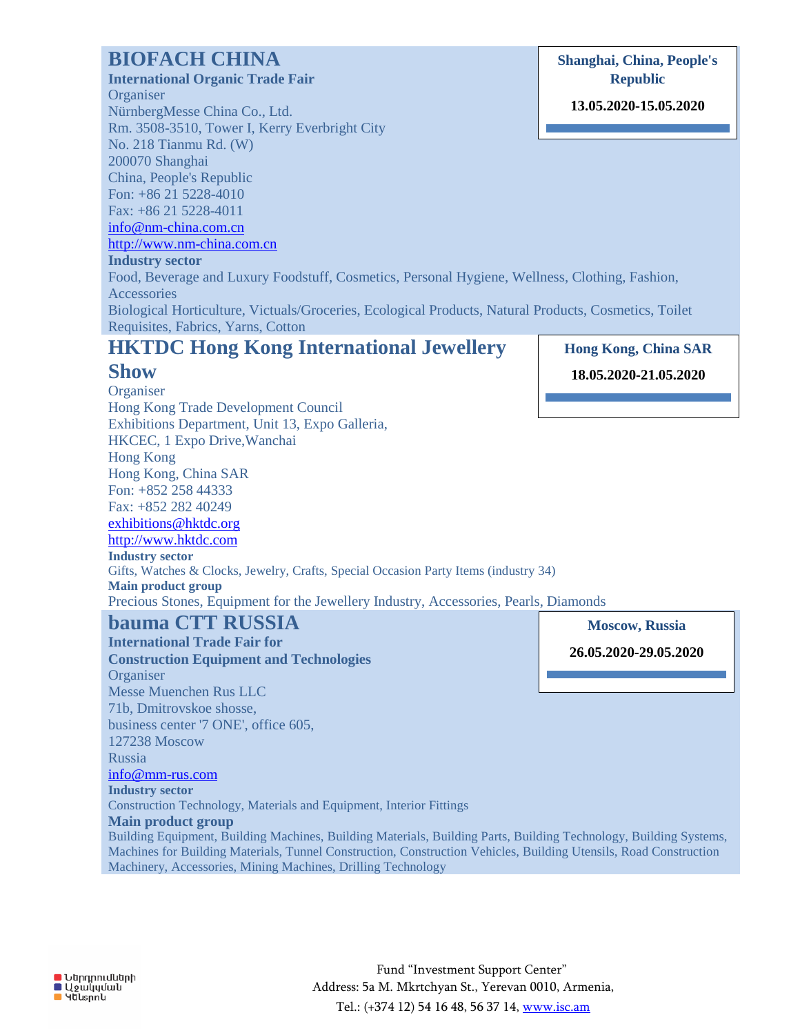## BIOFACH CHINA

**International Organic Trade Fair**

**Shanghai, China, People's Republic**

**13.05.2020-15.05.2020**

Organiser
NürnbergMesse China Co., Ltd.
Rm. 3508-3510, Tower I, Kerry Everbright City
No. 218 Tianmu Rd. (W)
200070 Shanghai
China, People's Republic
Fon: +86 21 5228-4010
Fax: +86 21 5228-4011
info@nm-china.com.cn
http://www.nm-china.com.cn

**Industry sector**

Food, Beverage and Luxury Foodstuff, Cosmetics, Personal Hygiene, Wellness, Clothing, Fashion, Accessories
Biological Horticulture, Victuals/Groceries, Ecological Products, Natural Products, Cosmetics, Toilet Requisites, Fabrics, Yarns, Cotton

## HKTDC Hong Kong International Jewellery Show

**Hong Kong, China SAR**

**18.05.2020-21.05.2020**

Organiser
Hong Kong Trade Development Council
Exhibitions Department, Unit 13, Expo Galleria,
HKCEC, 1 Expo Drive,Wanchai
Hong Kong
Hong Kong, China SAR
Fon: +852 258 44333
Fax: +852 282 40249
exhibitions@hktdc.org
http://www.hktdc.com

**Industry sector**

Gifts, Watches & Clocks, Jewelry, Crafts, Special Occasion Party Items (industry 34)

**Main product group**

Precious Stones, Equipment for the Jewellery Industry, Accessories, Pearls, Diamonds

## bauma CTT RUSSIA

**International Trade Fair for Construction Equipment and Technologies**

**Moscow, Russia**

**26.05.2020-29.05.2020**

Organiser
Messe Muenchen Rus LLC
71b, Dmitrovskoe shosse,
business center '7 ONE', office 605,
127238 Moscow
Russia
info@mm-rus.com

**Industry sector**

Construction Technology, Materials and Equipment, Interior Fittings

**Main product group**

Building Equipment, Building Machines, Building Materials, Building Parts, Building Technology, Building Systems, Machines for Building Materials, Tunnel Construction, Construction Vehicles, Building Utensils, Road Construction Machinery, Accessories, Mining Machines, Drilling Technology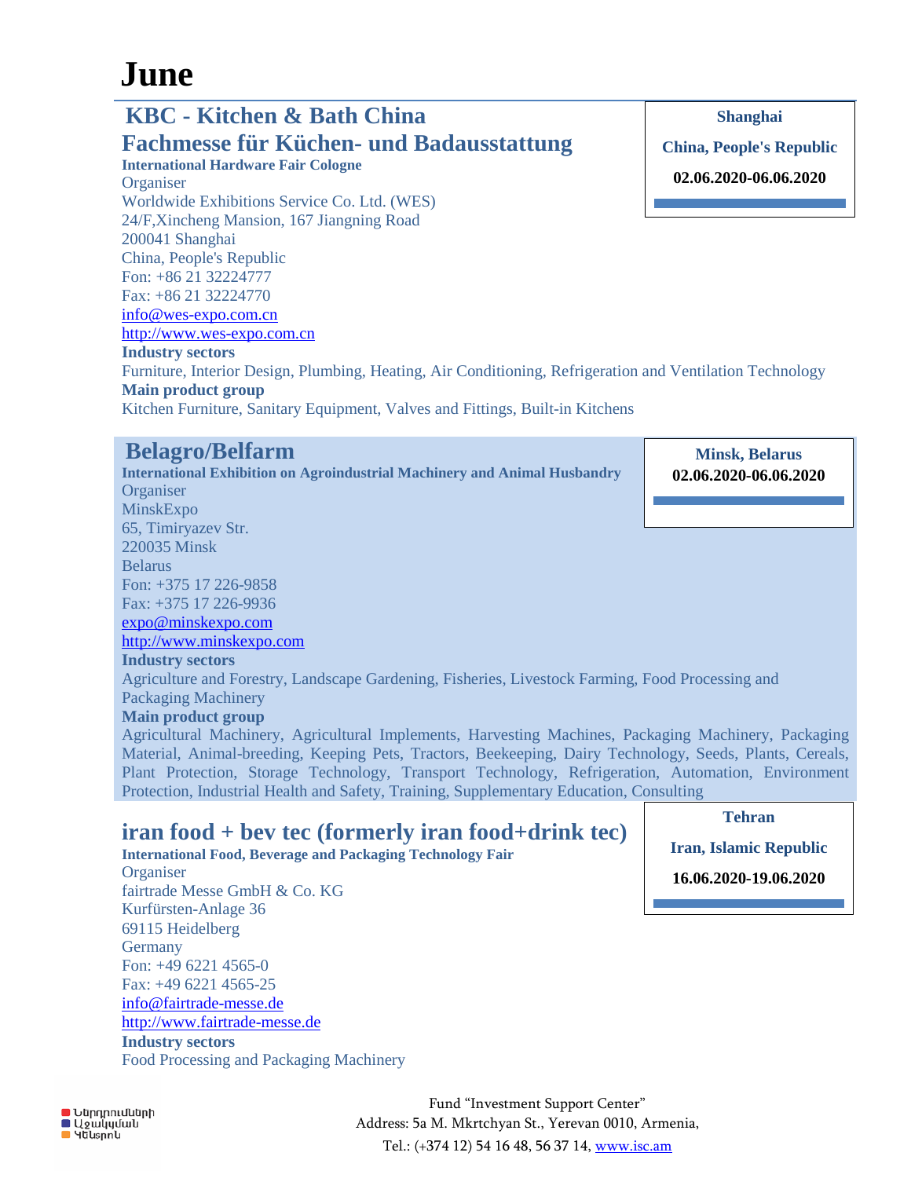# June

## KBC - Kitchen & Bath China

## Fachmesse für Küchen- und Badausstattung

**Shanghai**

**China, People's Republic**

**02.06.2020-06.06.2020**

**International Hardware Fair Cologne**

Organiser

Worldwide Exhibitions Service Co. Ltd. (WES)
24/F,Xincheng Mansion, 167 Jiangning Road
200041 Shanghai
China, People's Republic
Fon: +86 21 32224777
Fax: +86 21 32224770
info@wes-expo.com.cn
http://www.wes-expo.com.cn

**Industry sectors**

Furniture, Interior Design, Plumbing, Heating, Air Conditioning, Refrigeration and Ventilation Technology

**Main product group**

Kitchen Furniture, Sanitary Equipment, Valves and Fittings, Built-in Kitchens

## Belagro/Belfarm

**Minsk, Belarus**

**02.06.2020-06.06.2020**

**International Exhibition on Agroindustrial Machinery and Animal Husbandry**

Organiser

MinskExpo
65, Timiryazev Str.
220035 Minsk
Belarus
Fon: +375 17 226-9858
Fax: +375 17 226-9936
expo@minskexpo.com
http://www.minskexpo.com

**Industry sectors**

Agriculture and Forestry, Landscape Gardening, Fisheries, Livestock Farming, Food Processing and Packaging Machinery

**Main product group**

Agricultural Machinery, Agricultural Implements, Harvesting Machines, Packaging Machinery, Packaging Material, Animal-breeding, Keeping Pets, Tractors, Beekeeping, Dairy Technology, Seeds, Plants, Cereals, Plant Protection, Storage Technology, Transport Technology, Refrigeration, Automation, Environment Protection, Industrial Health and Safety, Training, Supplementary Education, Consulting

## iran food + bev tec (formerly iran food+drink tec)

**Tehran**

**Iran, Islamic Republic**

**16.06.2020-19.06.2020**

**International Food, Beverage and Packaging Technology Fair**

Organiser

fairtrade Messe GmbH & Co. KG
Kurfürsten-Anlage 36
69115 Heidelberg
Germany
Fon: +49 6221 4565-0
Fax: +49 6221 4565-25
info@fairtrade-messe.de
http://www.fairtrade-messe.de

**Industry sectors**

Food Processing and Packaging Machinery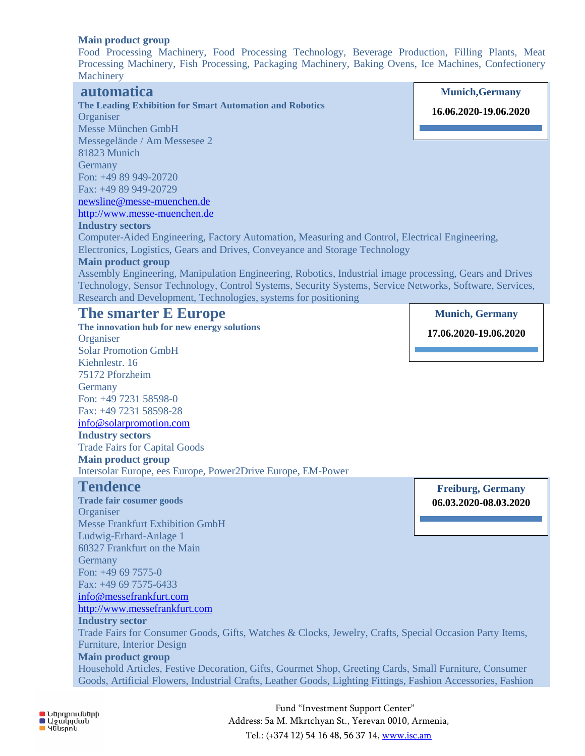**Main product group**
Food Processing Machinery, Food Processing Technology, Beverage Production, Filling Plants, Meat Processing Machinery, Fish Processing, Packaging Machinery, Baking Ovens, Ice Machines, Confectionery Machinery

## automatica

**Munich,Germany**

**16.06.2020-19.06.2020**

**The Leading Exhibition for Smart Automation and Robotics**
Organiser
Messe München GmbH
Messegelände / Am Messesee 2
81823 Munich
Germany
Fon: +49 89 949-20720
Fax: +49 89 949-20729
newsline@messe-muenchen.de
http://www.messe-muenchen.de
**Industry sectors**
Computer-Aided Engineering, Factory Automation, Measuring and Control, Electrical Engineering, Electronics, Logistics, Gears and Drives, Conveyance and Storage Technology
**Main product group**
Assembly Engineering, Manipulation Engineering, Robotics, Industrial image processing, Gears and Drives Technology, Sensor Technology, Control Systems, Security Systems, Service Networks, Software, Services, Research and Development, Technologies, systems for positioning

## The smarter E Europe

**Munich, Germany**

**17.06.2020-19.06.2020**

**The innovation hub for new energy solutions**
Organiser
Solar Promotion GmbH
Kiehnlestr. 16
75172 Pforzheim
Germany
Fon: +49 7231 58598-0
Fax: +49 7231 58598-28
info@solarpromotion.com
**Industry sectors**
Trade Fairs for Capital Goods
**Main product group**
Intersolar Europe, ees Europe, Power2Drive Europe, EM-Power

## Tendence

**Freiburg, Germany**
**06.03.2020-08.03.2020**

**Trade fair cosumer goods**
Organiser
Messe Frankfurt Exhibition GmbH
Ludwig-Erhard-Anlage 1
60327 Frankfurt on the Main
Germany
Fon: +49 69 7575-0
Fax: +49 69 7575-6433
info@messefrankfurt.com
http://www.messefrankfurt.com
**Industry sector**
Trade Fairs for Consumer Goods, Gifts, Watches & Clocks, Jewelry, Crafts, Special Occasion Party Items, Furniture, Interior Design
**Main product group**
Household Articles, Festive Decoration, Gifts, Gourmet Shop, Greeting Cards, Small Furniture, Consumer Goods, Artificial Flowers, Industrial Crafts, Leather Goods, Lighting Fittings, Fashion Accessories, Fashion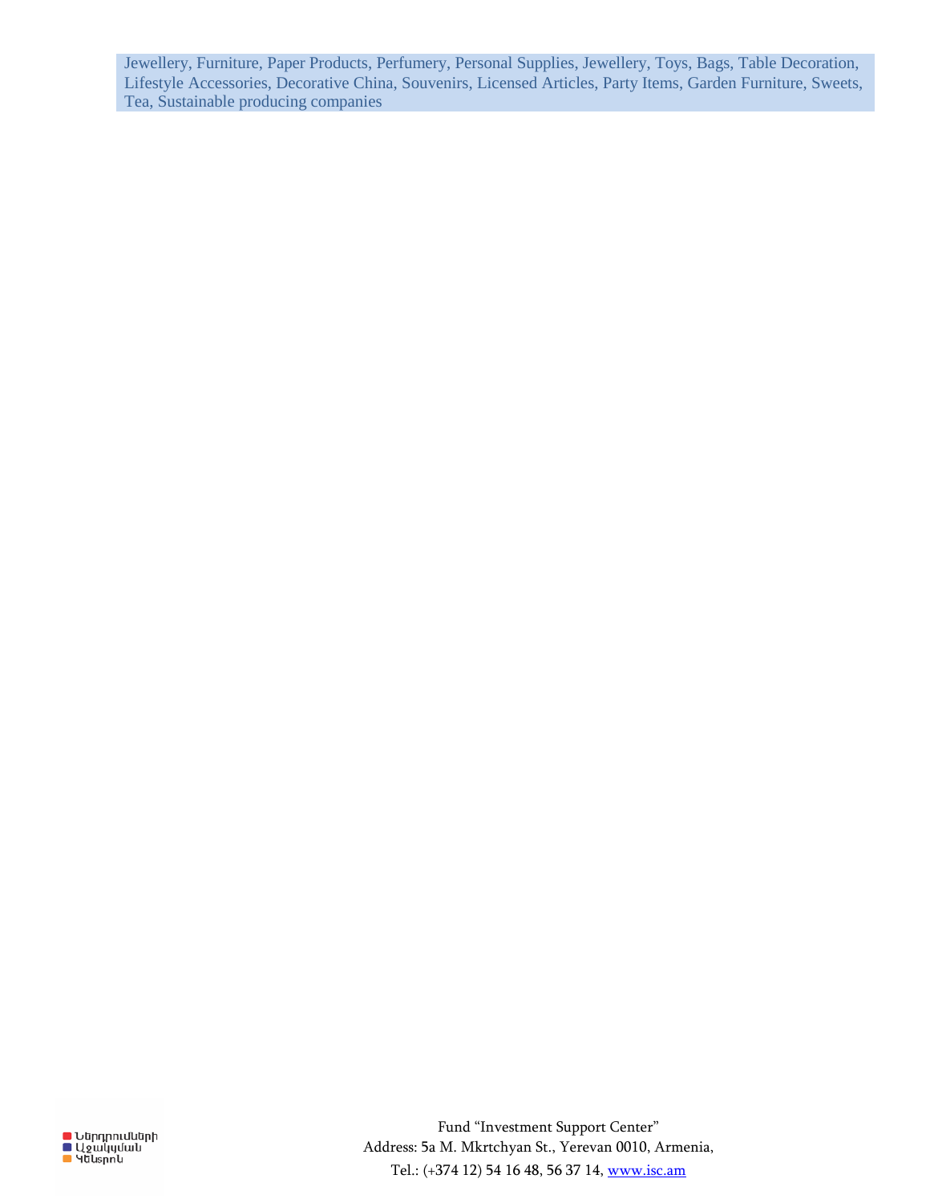Jewellery, Furniture, Paper Products, Perfumery, Personal Supplies, Jewellery, Toys, Bags, Table Decoration, Lifestyle Accessories, Decorative China, Souvenirs, Licensed Articles, Party Items, Garden Furniture, Sweets, Tea, Sustainable producing companies